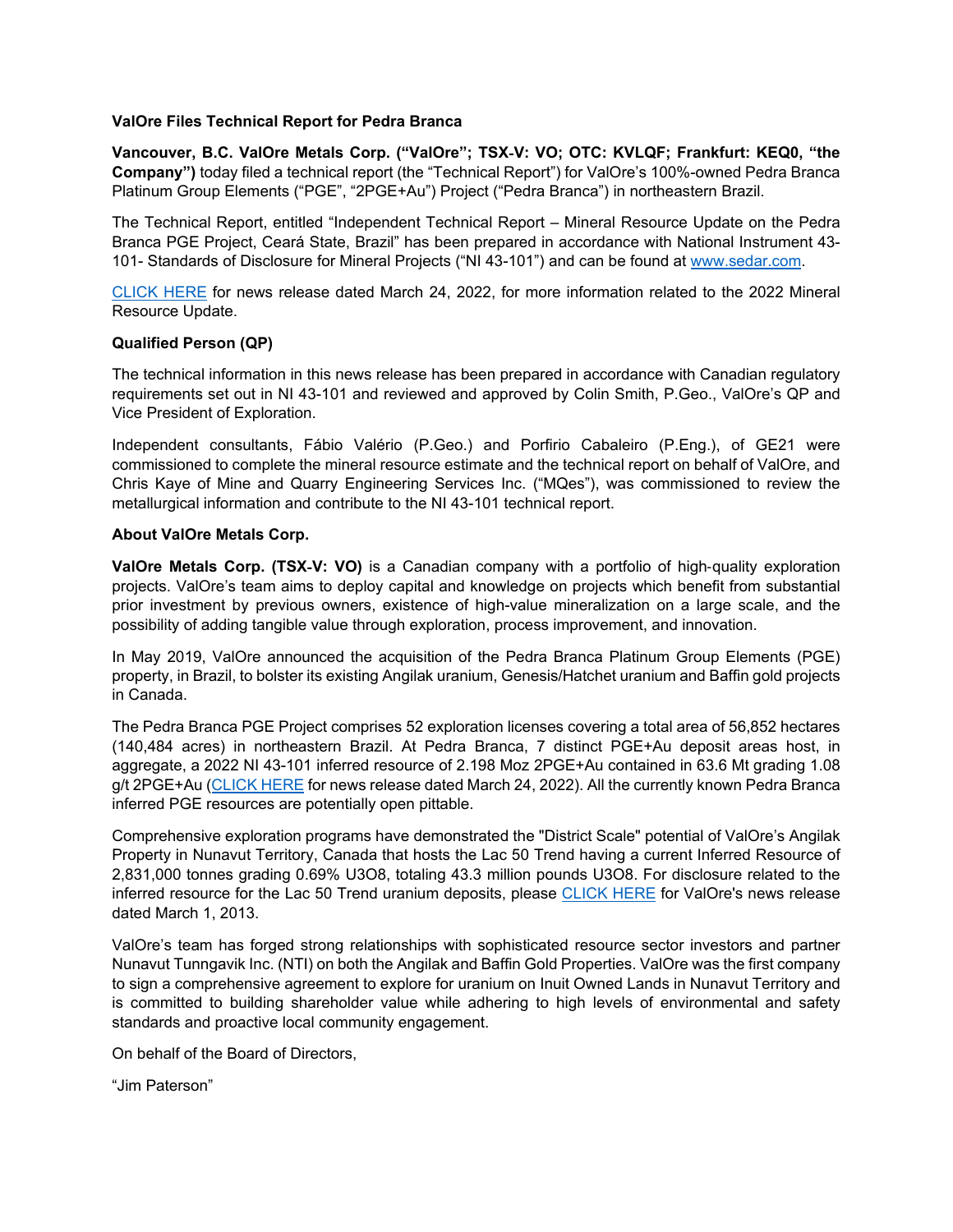**ValOre Files Technical Report for Pedra Branca**

**Vancouver, B.C. ValOre Metals Corp. ("ValOre"; TSX-V: VO; OTC: KVLQF; Frankfurt: KEQ0, "the Company")** today filed a technical report (the "Technical Report") for ValOre's 100%-owned Pedra Branca Platinum Group Elements ("PGE", "2PGE+Au") Project ("Pedra Branca") in northeastern Brazil.

The Technical Report, entitled "Independent Technical Report – Mineral Resource Update on the Pedra Branca PGE Project, Ceará State, Brazil" has been prepared in accordance with National Instrument 43-101- Standards of Disclosure for Mineral Projects ("NI 43-101") and can be found at www.sedar.com.

CLICK HERE for news release dated March 24, 2022, for more information related to the 2022 Mineral Resource Update.

**Qualified Person (QP)**

The technical information in this news release has been prepared in accordance with Canadian regulatory requirements set out in NI 43-101 and reviewed and approved by Colin Smith, P.Geo., ValOre's QP and Vice President of Exploration.

Independent consultants, Fábio Valério (P.Geo.) and Porfirio Cabaleiro (P.Eng.), of GE21 were commissioned to complete the mineral resource estimate and the technical report on behalf of ValOre, and Chris Kaye of Mine and Quarry Engineering Services Inc. ("MQes"), was commissioned to review the metallurgical information and contribute to the NI 43-101 technical report.

**About ValOre Metals Corp.**

**ValOre Metals Corp. (TSX-V: VO)** is a Canadian company with a portfolio of high-quality exploration projects. ValOre's team aims to deploy capital and knowledge on projects which benefit from substantial prior investment by previous owners, existence of high-value mineralization on a large scale, and the possibility of adding tangible value through exploration, process improvement, and innovation.

In May 2019, ValOre announced the acquisition of the Pedra Branca Platinum Group Elements (PGE) property, in Brazil, to bolster its existing Angilak uranium, Genesis/Hatchet uranium and Baffin gold projects in Canada.

The Pedra Branca PGE Project comprises 52 exploration licenses covering a total area of 56,852 hectares (140,484 acres) in northeastern Brazil. At Pedra Branca, 7 distinct PGE+Au deposit areas host, in aggregate, a 2022 NI 43-101 inferred resource of 2.198 Moz 2PGE+Au contained in 63.6 Mt grading 1.08 g/t 2PGE+Au (CLICK HERE for news release dated March 24, 2022). All the currently known Pedra Branca inferred PGE resources are potentially open pittable.

Comprehensive exploration programs have demonstrated the "District Scale" potential of ValOre's Angilak Property in Nunavut Territory, Canada that hosts the Lac 50 Trend having a current Inferred Resource of 2,831,000 tonnes grading 0.69% $U_3O_8$, totaling 43.3 million pounds $U_3O_8$. For disclosure related to the inferred resource for the Lac 50 Trend uranium deposits, please CLICK HERE for ValOre's news release dated March 1, 2013.

ValOre's team has forged strong relationships with sophisticated resource sector investors and partner Nunavut Tunngavik Inc. (NTI) on both the Angilak and Baffin Gold Properties. ValOre was the first company to sign a comprehensive agreement to explore for uranium on Inuit Owned Lands in Nunavut Territory and is committed to building shareholder value while adhering to high levels of environmental and safety standards and proactive local community engagement.

On behalf of the Board of Directors,

"Jim Paterson"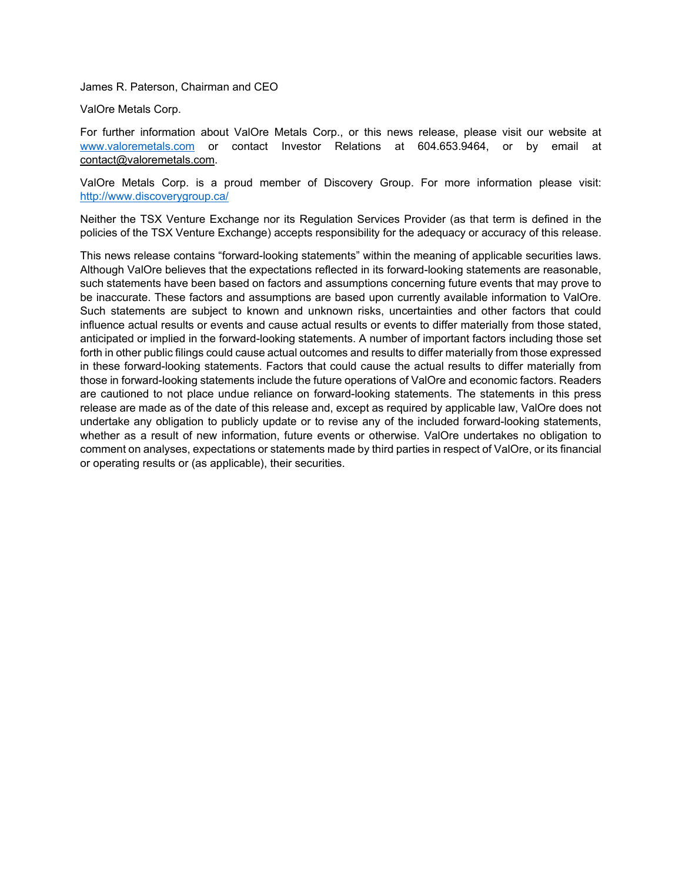James R. Paterson, Chairman and CEO

ValOre Metals Corp.

For further information about ValOre Metals Corp., or this news release, please visit our website at [www.valoremetals.com](http://www.valoremetals.com) or contact Investor Relations at 604.653.9464, or by email at contact@valoremetals.com.

ValOre Metals Corp. is a proud member of Discovery Group. For more information please visit: [http://www.discoverygroup.ca/](http://www.discoverygroup.ca/)

Neither the TSX Venture Exchange nor its Regulation Services Provider (as that term is defined in the policies of the TSX Venture Exchange) accepts responsibility for the adequacy or accuracy of this release.

This news release contains "forward-looking statements" within the meaning of applicable securities laws. Although ValOre believes that the expectations reflected in its forward-looking statements are reasonable, such statements have been based on factors and assumptions concerning future events that may prove to be inaccurate. These factors and assumptions are based upon currently available information to ValOre. Such statements are subject to known and unknown risks, uncertainties and other factors that could influence actual results or events and cause actual results or events to differ materially from those stated, anticipated or implied in the forward-looking statements. A number of important factors including those set forth in other public filings could cause actual outcomes and results to differ materially from those expressed in these forward-looking statements. Factors that could cause the actual results to differ materially from those in forward-looking statements include the future operations of ValOre and economic factors. Readers are cautioned to not place undue reliance on forward-looking statements. The statements in this press release are made as of the date of this release and, except as required by applicable law, ValOre does not undertake any obligation to publicly update or to revise any of the included forward-looking statements, whether as a result of new information, future events or otherwise. ValOre undertakes no obligation to comment on analyses, expectations or statements made by third parties in respect of ValOre, or its financial or operating results or (as applicable), their securities.